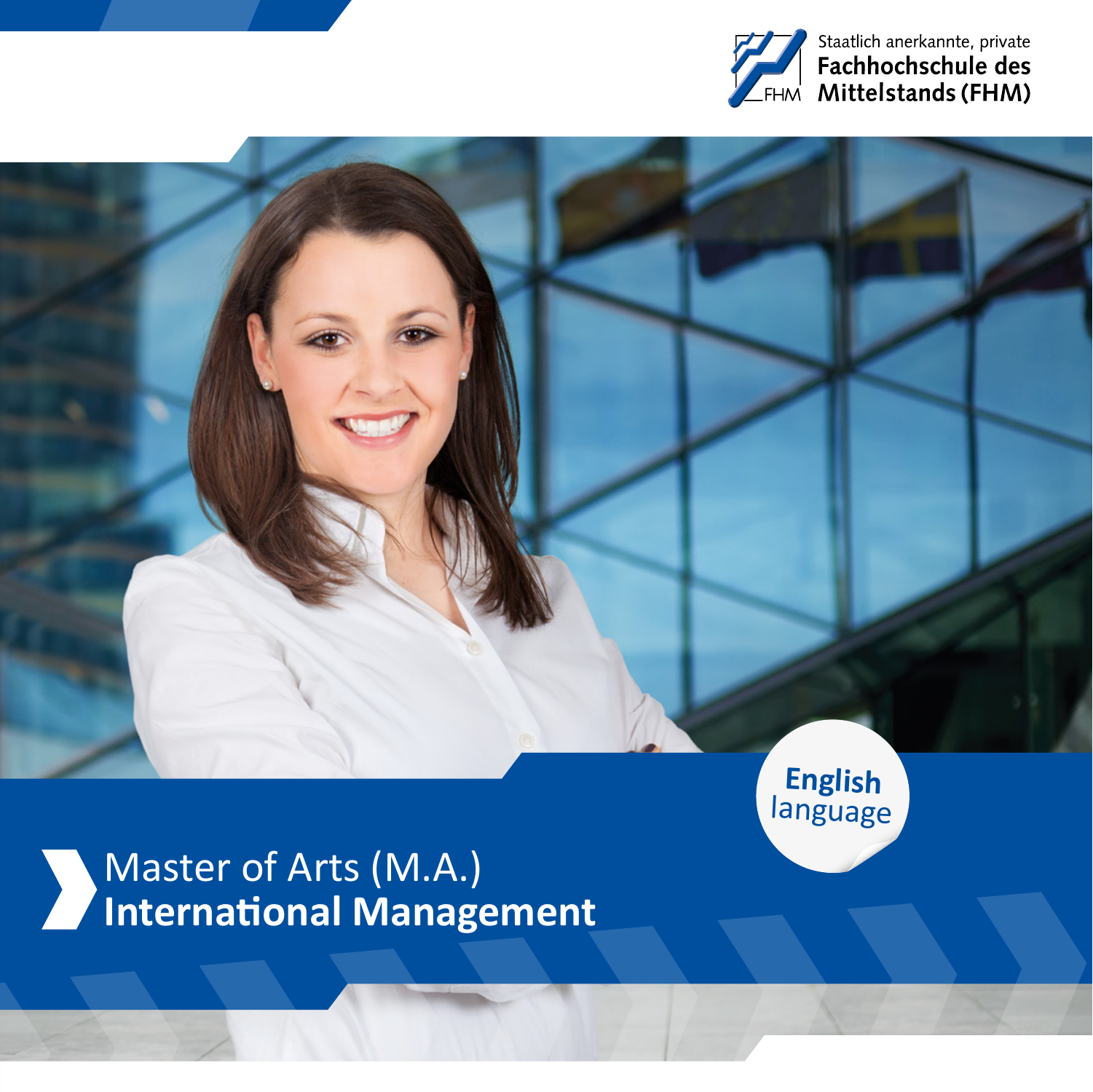Staatlich anerkannte, private
**Fachhochschule des Mittelstands (FHM)**

**English** language

# Master of Arts (M.A.) **International Management**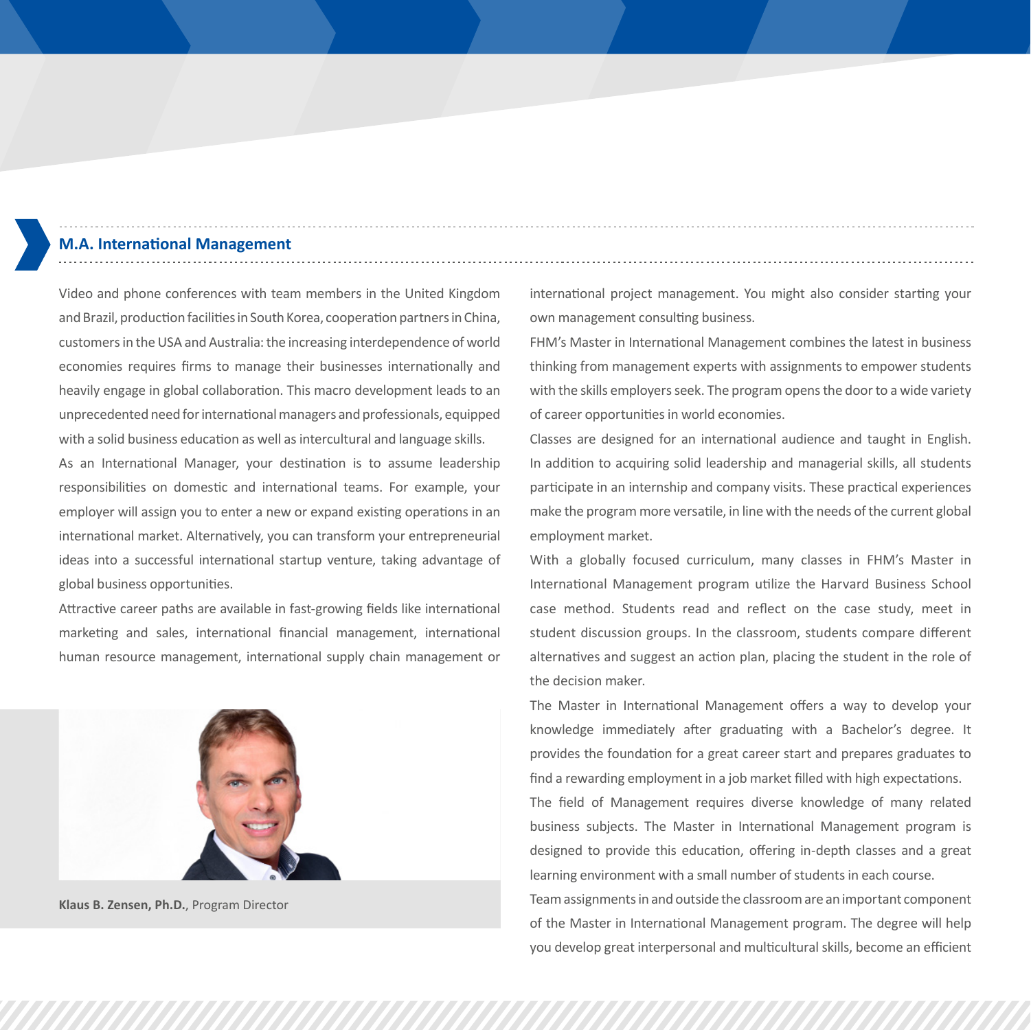## M.A. International Management

Video and phone conferences with team members in the United Kingdom and Brazil, production facilities in South Korea, cooperation partners in China, customers in the USA and Australia: the increasing interdependence of world economies requires firms to manage their businesses internationally and heavily engage in global collaboration. This macro development leads to an unprecedented need for international managers and professionals, equipped with a solid business education as well as intercultural and language skills.

As an International Manager, your destination is to assume leadership responsibilities on domestic and international teams. For example, your employer will assign you to enter a new or expand existing operations in an international market. Alternatively, you can transform your entrepreneurial ideas into a successful international startup venture, taking advantage of global business opportunities.

Attractive career paths are available in fast-growing fields like international marketing and sales, international financial management, international human resource management, international supply chain management or international project management. You might also consider starting your own management consulting business.

**Klaus B. Zensen, Ph.D.**, Program Director

FHM's Master in International Management combines the latest in business thinking from management experts with assignments to empower students with the skills employers seek. The program opens the door to a wide variety of career opportunities in world economies.

Classes are designed for an international audience and taught in English. In addition to acquiring solid leadership and managerial skills, all students participate in an internship and company visits. These practical experiences make the program more versatile, in line with the needs of the current global employment market.

With a globally focused curriculum, many classes in FHM's Master in International Management program utilize the Harvard Business School case method. Students read and reflect on the case study, meet in student discussion groups. In the classroom, students compare different alternatives and suggest an action plan, placing the student in the role of the decision maker.

The Master in International Management offers a way to develop your knowledge immediately after graduating with a Bachelor's degree. It provides the foundation for a great career start and prepares graduates to find a rewarding employment in a job market filled with high expectations.

The field of Management requires diverse knowledge of many related business subjects. The Master in International Management program is designed to provide this education, offering in-depth classes and a great learning environment with a small number of students in each course.

Team assignments in and outside the classroom are an important component of the Master in International Management program. The degree will help you develop great interpersonal and multicultural skills, become an efficient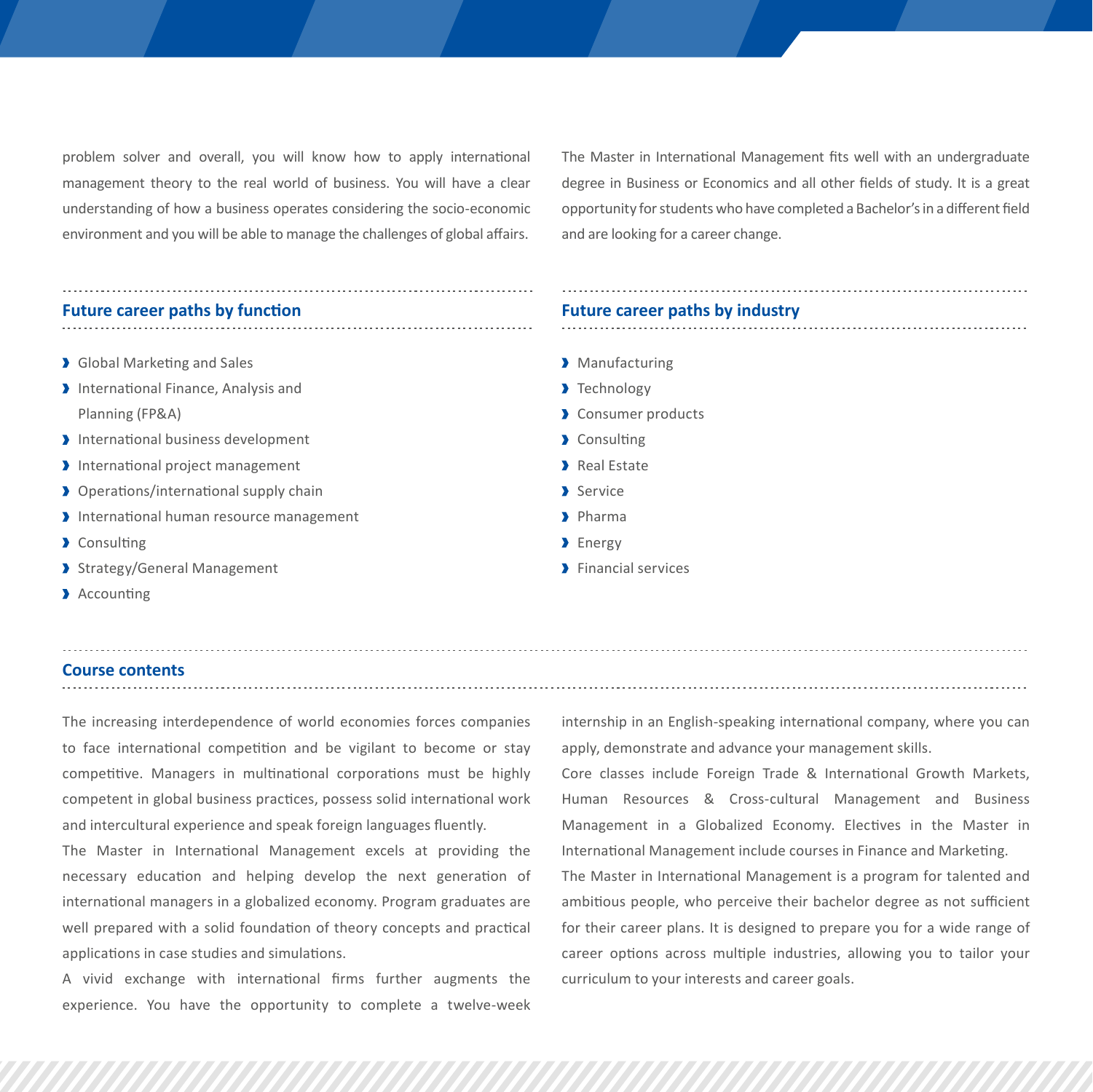problem solver and overall, you will know how to apply international management theory to the real world of business. You will have a clear understanding of how a business operates considering the socio-economic environment and you will be able to manage the challenges of global affairs.

The Master in International Management fits well with an undergraduate degree in Business or Economics and all other fields of study. It is a great opportunity for students who have completed a Bachelor's in a different field and are looking for a career change.

## Future career paths by function

- Global Marketing and Sales
- International Finance, Analysis and Planning (FP&A)
- International business development
- International project management
- Operations/international supply chain
- International human resource management
- Consulting
- Strategy/General Management
- Accounting

## Future career paths by industry

- Manufacturing
- Technology
- Consumer products
- Consulting
- Real Estate
- Service
- Pharma
- Energy
- Financial services

## Course contents

The increasing interdependence of world economies forces companies to face international competition and be vigilant to become or stay competitive. Managers in multinational corporations must be highly competent in global business practices, possess solid international work and intercultural experience and speak foreign languages fluently.

The Master in International Management excels at providing the necessary education and helping develop the next generation of international managers in a globalized economy. Program graduates are well prepared with a solid foundation of theory concepts and practical applications in case studies and simulations.

A vivid exchange with international firms further augments the experience. You have the opportunity to complete a twelve-week internship in an English-speaking international company, where you can apply, demonstrate and advance your management skills.

Core classes include Foreign Trade & International Growth Markets, Human Resources & Cross-cultural Management and Business Management in a Globalized Economy. Electives in the Master in International Management include courses in Finance and Marketing.

The Master in International Management is a program for talented and ambitious people, who perceive their bachelor degree as not sufficient for their career plans. It is designed to prepare you for a wide range of career options across multiple industries, allowing you to tailor your curriculum to your interests and career goals.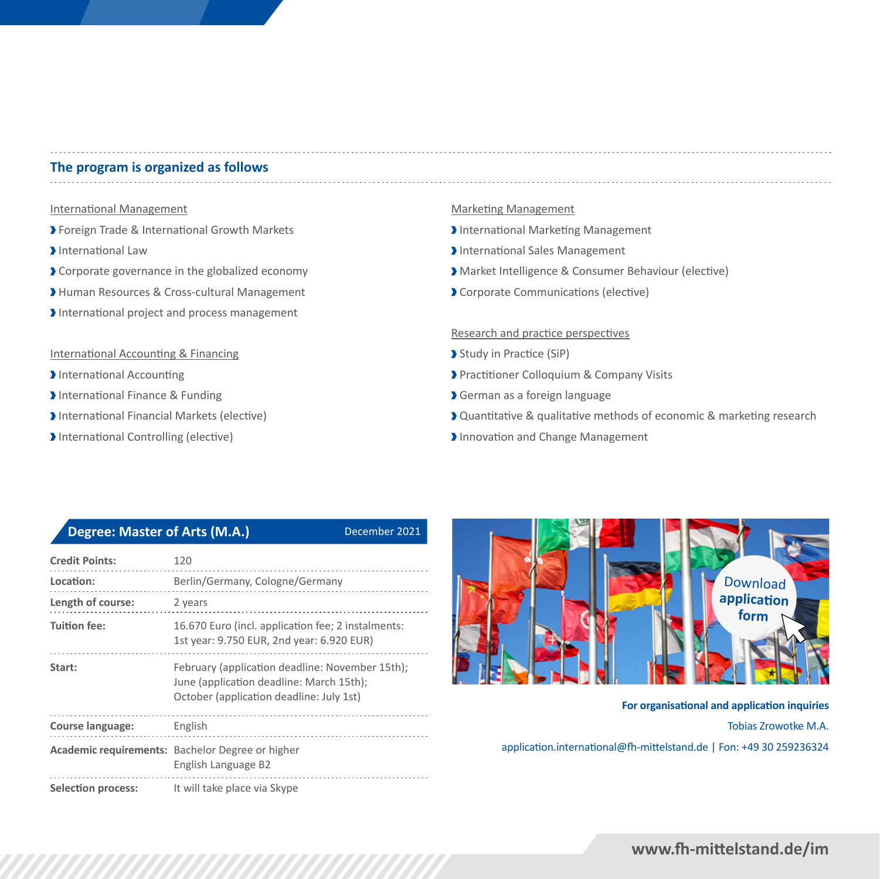## The program is organized as follows

International Management

- Foreign Trade & International Growth Markets
- International Law
- Corporate governance in the globalized economy
- Human Resources & Cross-cultural Management
- International project and process management

International Accounting & Financing

- International Accounting
- International Finance & Funding
- International Financial Markets (elective)
- International Controlling (elective)

Marketing Management

- International Marketing Management
- International Sales Management
- Market Intelligence & Consumer Behaviour (elective)
- Corporate Communications (elective)

Research and practice perspectives

- Study in Practice (SiP)
- Practitioner Colloquium & Company Visits
- German as a foreign language
- Quantitative & qualitative methods of economic & marketing research
- Innovation and Change Management

### Degree: Master of Arts (M.A.)

December 2021

| | |
|---|---|
| **Credit Points:** | 120 |
| **Location:** | Berlin/Germany, Cologne/Germany |
| **Length of course:** | 2 years |
| **Tuition fee:** | 16.670 Euro (incl. application fee; 2 instalments: 1st year: 9.750 EUR, 2nd year: 6.920 EUR) |
| **Start:** | February (application deadline: November 15th); June (application deadline: March 15th); October (application deadline: July 1st) |
| **Course language:** | English |
| **Academic requirements:** | Bachelor Degree or higher<br>English Language B2 |
| **Selection process:** | It will take place via Skype |

Download application form

**For organisational and application inquiries**

Tobias Zrowotke M.A.

application.international@fh-mittelstand.de | Fon: +49 30 259236324

**www.fh-mittelstand.de/im**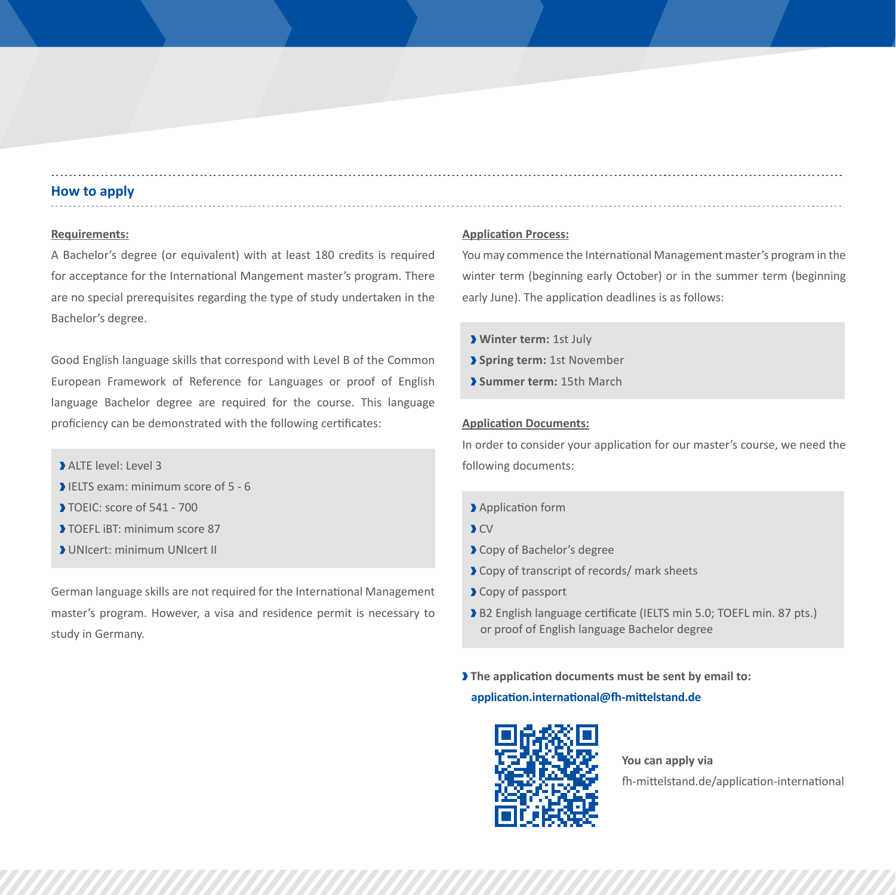## How to apply

### Requirements:

A Bachelor's degree (or equivalent) with at least 180 credits is required for acceptance for the International Mangement master's program. There are no special prerequisites regarding the type of study undertaken in the Bachelor's degree.

Good English language skills that correspond with Level B of the Common European Framework of Reference for Languages or proof of English language Bachelor degree are required for the course. This language proficiency can be demonstrated with the following certificates:

- ALTE level: Level 3
- IELTS exam: minimum score of 5 - 6
- TOEIC: score of 541 - 700
- TOEFL iBT: minimum score 87
- UNIcert: minimum UNIcert II

German language skills are not required for the International Management master's program. However, a visa and residence permit is necessary to study in Germany.

### Application Process:

You may commence the International Management master's program in the winter term (beginning early October) or in the summer term (beginning early June). The application deadlines is as follows:

- **Winter term:** 1st July
- **Spring term:** 1st November
- **Summer term:** 15th March

### Application Documents:

In order to consider your application for our master's course, we need the following documents:

- Application form
- CV
- Copy of Bachelor's degree
- Copy of transcript of records/ mark sheets
- Copy of passport
- B2 English language certificate (IELTS min 5.0; TOEFL min. 87 pts.) or proof of English language Bachelor degree

**The application documents must be sent by email to:**
**application.international@fh-mittelstand.de**

**You can apply via**
fh-mittelstand.de/application-international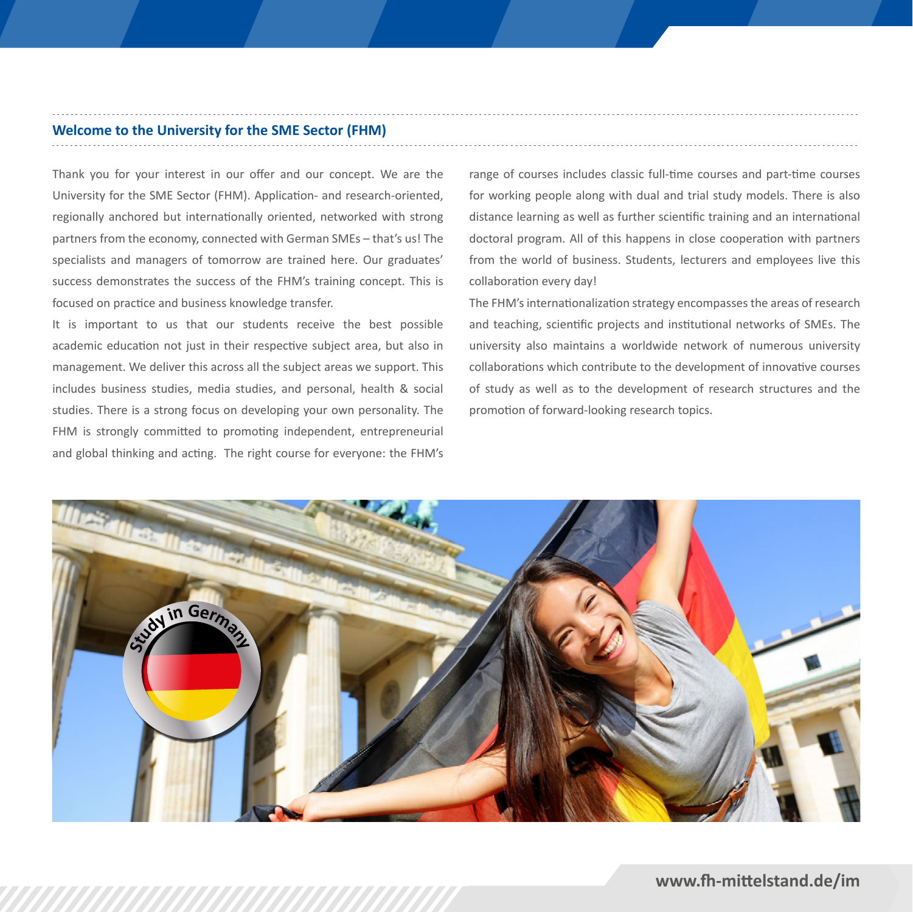## Welcome to the University for the SME Sector (FHM)

Thank you for your interest in our offer and our concept. We are the University for the SME Sector (FHM). Application- and research-oriented, regionally anchored but internationally oriented, networked with strong partners from the economy, connected with German SMEs – that's us! The specialists and managers of tomorrow are trained here. Our graduates' success demonstrates the success of the FHM's training concept. This is focused on practice and business knowledge transfer.

It is important to us that our students receive the best possible academic education not just in their respective subject area, but also in management. We deliver this across all the subject areas we support. This includes business studies, media studies, and personal, health & social studies. There is a strong focus on developing your own personality. The FHM is strongly committed to promoting independent, entrepreneurial and global thinking and acting. The right course for everyone: the FHM's range of courses includes classic full-time courses and part-time courses for working people along with dual and trial study models. There is also distance learning as well as further scientific training and an international doctoral program. All of this happens in close cooperation with partners from the world of business. Students, lecturers and employees live this collaboration every day!

The FHM's internationalization strategy encompasses the areas of research and teaching, scientific projects and institutional networks of SMEs. The university also maintains a worldwide network of numerous university collaborations which contribute to the development of innovative courses of study as well as to the development of research structures and the promotion of forward-looking research topics.

Study in Germany

www.fh-mittelstand.de/im